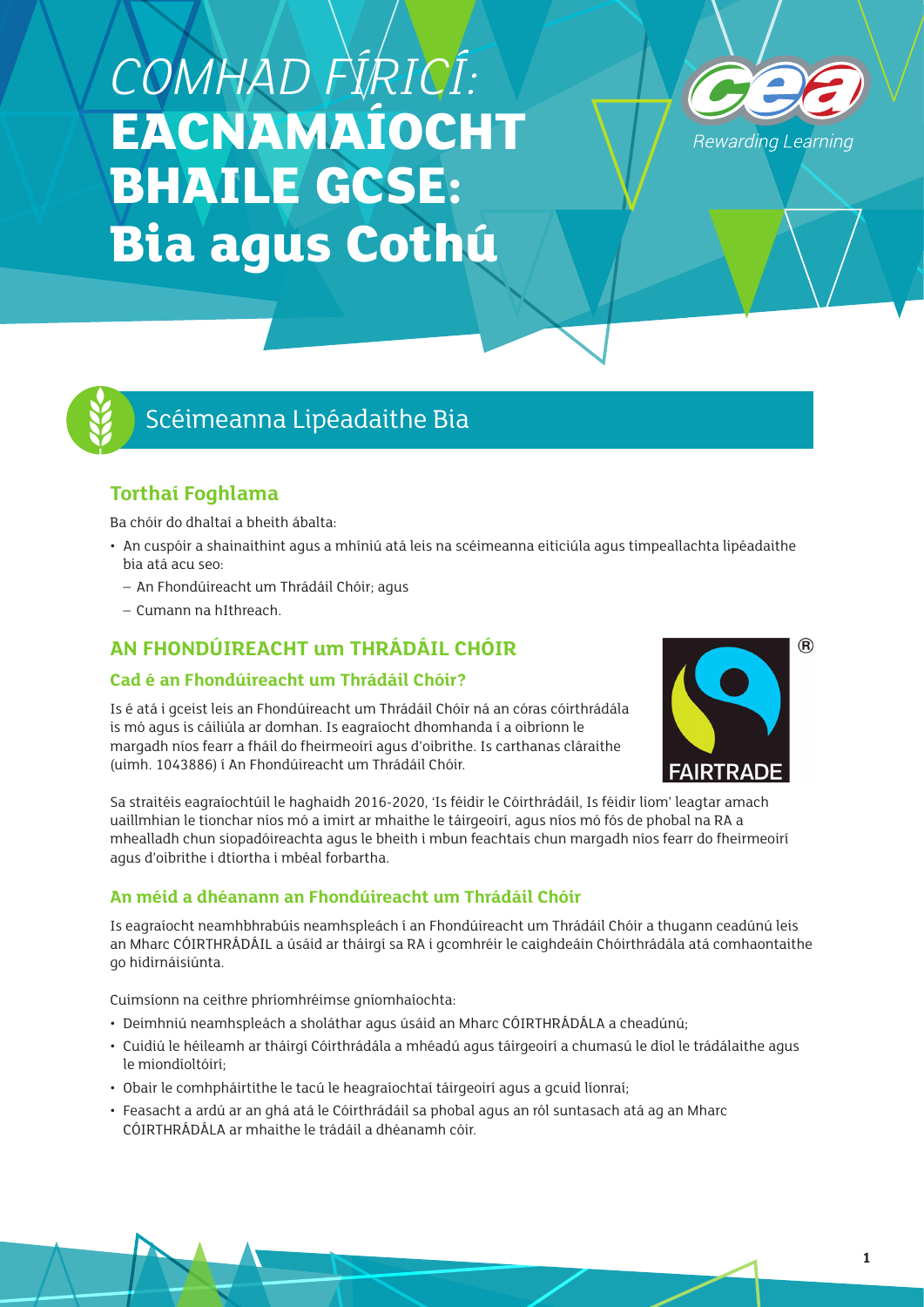# *COMHAD FÍRICÍ:* **EACNAMAÍOCHT BHAILE GCSE: Bia agus Cothú**

## Scéimeanna Lipéadaithe Bia

### Torthaí Foghlama

Ba chóir do dhaltaí a bheith ábalta:

- An cuspóir a shainaithint agus a mhíniú atá leis na scéimeanna eiticiúla agus timpeallachta lipéadaithe bia atá acu seo:
  - An Fhondúireacht um Thrádáil Chóir; agus
  - Cumann na hIthreach.

## AN FHONDÚIREACHT um THRÁDÁIL CHÓIR

### Cad é an Fhondúireacht um Thrádáil Chóir?

Is é atá i gceist leis an Fhondúireacht um Thrádáil Chóir ná an córas cóirthrádála is mó agus is cáiliúla ar domhan. Is eagraíocht dhomhanda í a oibríonn le margadh níos fearr a fháil do fheirmeoirí agus d'oibrithe. Is carthanas cláraithe (uimh. 1043886) í An Fhondúireacht um Thrádáil Chóir.

Sa straitéis eagraíochtúil le haghaidh 2016-2020, 'Is féidir le Cóirthrádáil, Is féidir liom' leagtar amach uaillmhian le tionchar níos mó a imirt ar mhaithe le táirgeoirí, agus níos mó fós de phobal na RA a mhealladh chun siopadóireachta agus le bheith i mbun feachtais chun margadh níos fearr do fheirmeoirí agus d'oibrithe i dtíortha i mbéal forbartha.

### An méid a dhéanann an Fhondúireacht um Thrádáil Chóir

Is eagraíocht neamhbhrabúis neamhspleách í an Fhondúireacht um Thrádáil Chóir a thugann ceadúnú leis an Mharc CÓIRTHRÁDÁIL a úsáid ar tháirgí sa RA i gcomhréir le caighdeáin Chóirthrádála atá comhaontaithe go hidirnáisiúnta.

Cuimsíonn na ceithre phríomhréimse gníomhaíochta:

- Deimhniú neamhspleách a sholáthar agus úsáid an Mharc CÓIRTHRÁDÁLA a cheadúnú;
- Cuidiú le héileamh ar tháirgí Cóirthrádála a mhéadú agus táirgeoirí a chumasú le díol le trádálaithe agus le miondíoltóirí;
- Obair le comhpháirtithe le tacú le heagraíochtaí táirgeoirí agus a gcuid líonraí;
- Feasacht a ardú ar an ghá atá le Cóirthrádáil sa phobal agus an ról suntasach atá ag an Mharc CÓIRTHRÁDÁLA ar mhaithe le trádáil a dhéanamh cóir.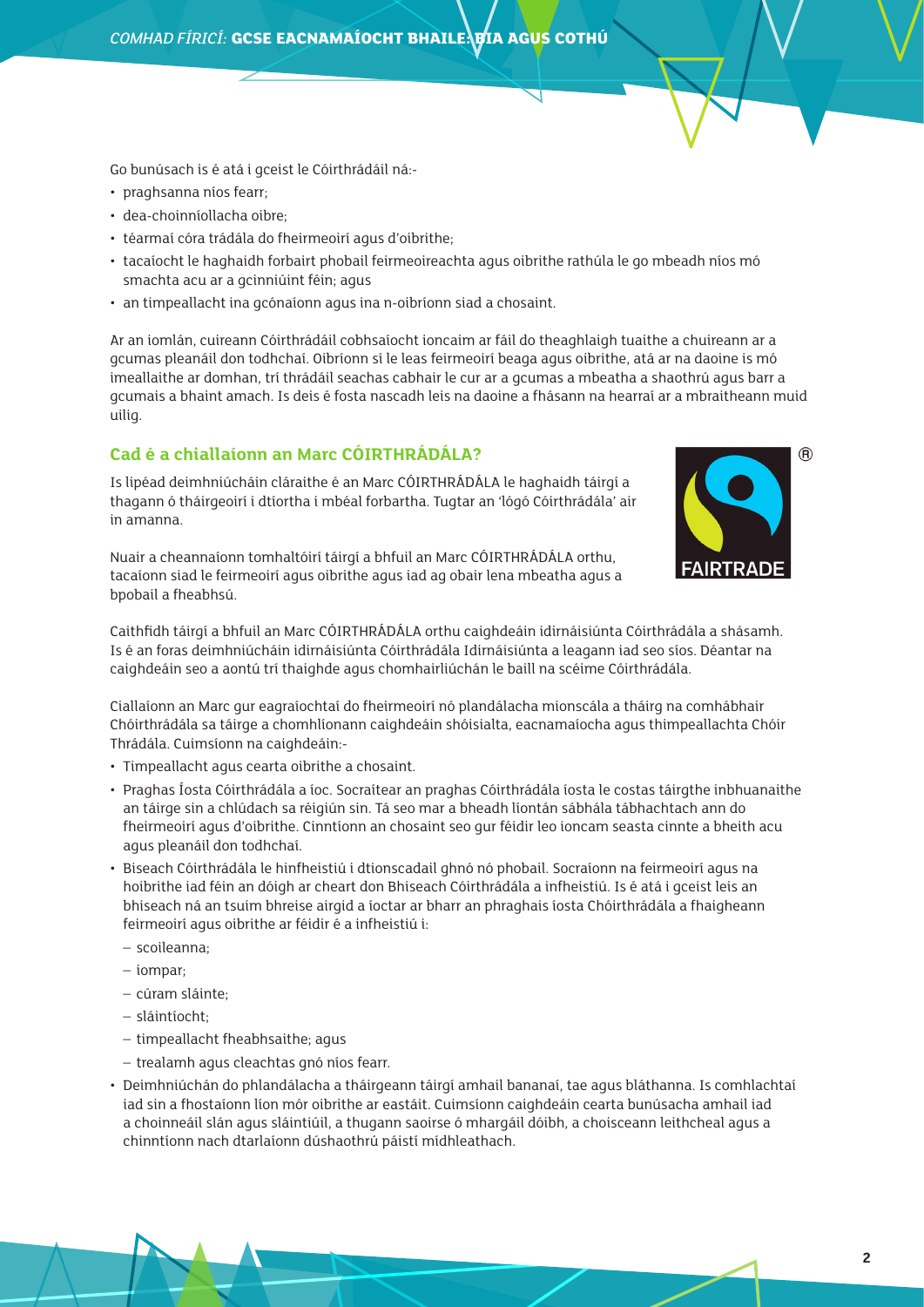Go bunúsach is é atá i gceist le Cóirthrádáil ná:-

- praghsanna níos fearr;
- dea-choinníollacha oibre;
- téarmaí córa trádála do fheirmeoirí agus d'oibrithe;
- tacaíocht le haghaidh forbairt phobail feirmeoireachta agus oibrithe rathúla le go mbeadh níos mó smachta acu ar a gcinniúint féin; agus
- an timpeallacht ina gcónaíonn agus ina n-oibríonn siad a chosaint.

Ar an iomlán, cuireann Cóirthrádáil cobhsaíocht ioncaim ar fáil do theaghlaigh tuaithe a chuireann ar a gcumas pleanáil don todhchaí. Oibríonn sí le leas feirmeoirí beaga agus oibrithe, atá ar na daoine is mó imeallaithe ar domhan, trí thrádáil seachas cabhair le cur ar a gcumas a mbeatha a shaothrú agus barr a gcumais a bhaint amach. Is deis é fosta nascadh leis na daoine a fhásann na hearraí ar a mbraitheann muid uilig.

## Cad é a chiallaíonn an Marc CÓIRTHRÁDÁLA?

Is lipéad deimhniúcháin cláraithe é an Marc CÓIRTHRÁDÁLA le haghaidh táirgí a thagann ó tháirgeoirí i dtíortha i mbéal forbartha. Tugtar an 'lógó Cóirthrádála' air in amanna.

Nuair a cheannaíonn tomhaltóirí táirgí a bhfuil an Marc CÓIRTHRÁDÁLA orthu, tacaíonn siad le feirmeoirí agus oibrithe agus iad ag obair lena mbeatha agus a bpobail a fheabhsú.

Caithfidh táirgí a bhfuil an Marc CÓIRTHRÁDÁLA orthu caighdeáin idirnáisiúnta Cóirthrádála a shásamh. Is é an foras deimhniúcháin idirnáisiúnta Cóirthrádála Idirnáisiúnta a leagann iad seo síos. Déantar na caighdeáin seo a aontú trí thaighde agus chomhairliúchán le baill na scéime Cóirthrádála.

Ciallaíonn an Marc gur eagraíochtaí do fheirmeoirí nó plandálacha mionscála a tháirg na comhábhair Chóirthrádála sa táirge a chomhlíonann caighdeáin shóisialta, eacnamaíocha agus thimpeallachta Chóir Thrádála. Cuimsíonn na caighdeáin:-

- Timpeallacht agus cearta oibrithe a chosaint.
- Praghas Íosta Cóirthrádála a íoc. Socraítear an praghas Cóirthrádála íosta le costas táirgthe inbhuanaithe an táirge sin a chlúdach sa réigiún sin. Tá seo mar a bheadh líontán sábhála tábhachtach ann do fheirmeoirí agus d'oibrithe. Cinntíonn an chosaint seo gur féidir leo ioncam seasta cinnte a bheith acu agus pleanáil don todhchaí.
- Biseach Cóirthrádála le hinfheistiú i dtionscadail ghnó nó phobail. Socraíonn na feirmeoirí agus na hoibrithe iad féin an dóigh ar cheart don Bhiseach Cóirthrádála a infheistiú. Is é atá i gceist leis an bhiseach ná an tsuim bhreise airgid a íoctar ar bharr an phraghais íosta Chóirthrádála a fhaigheann feirmeoirí agus oibrithe ar féidir é a infheistiú i:
  - scoileanna;
  - iompar;
  - cúram sláinte;
  - sláintíocht;
  - timpeallacht fheabhsaithe; agus
  - trealamh agus cleachtas gnó níos fearr.
- Deimhniúchán do phlandálacha a tháirgeann táirgí amhail bananaí, tae agus bláthanna. Is comhlachtaí iad sin a fhostaíonn líon mór oibrithe ar eastáit. Cuimsíonn caighdeáin cearta bunúsacha amhail iad a choinneáil slán agus sláintiúil, a thugann saoirse ó mhargáil dóibh, a choisceann leithcheal agus a chinntíonn nach dtarlaíonn dúshaothrú páistí mídhleathach.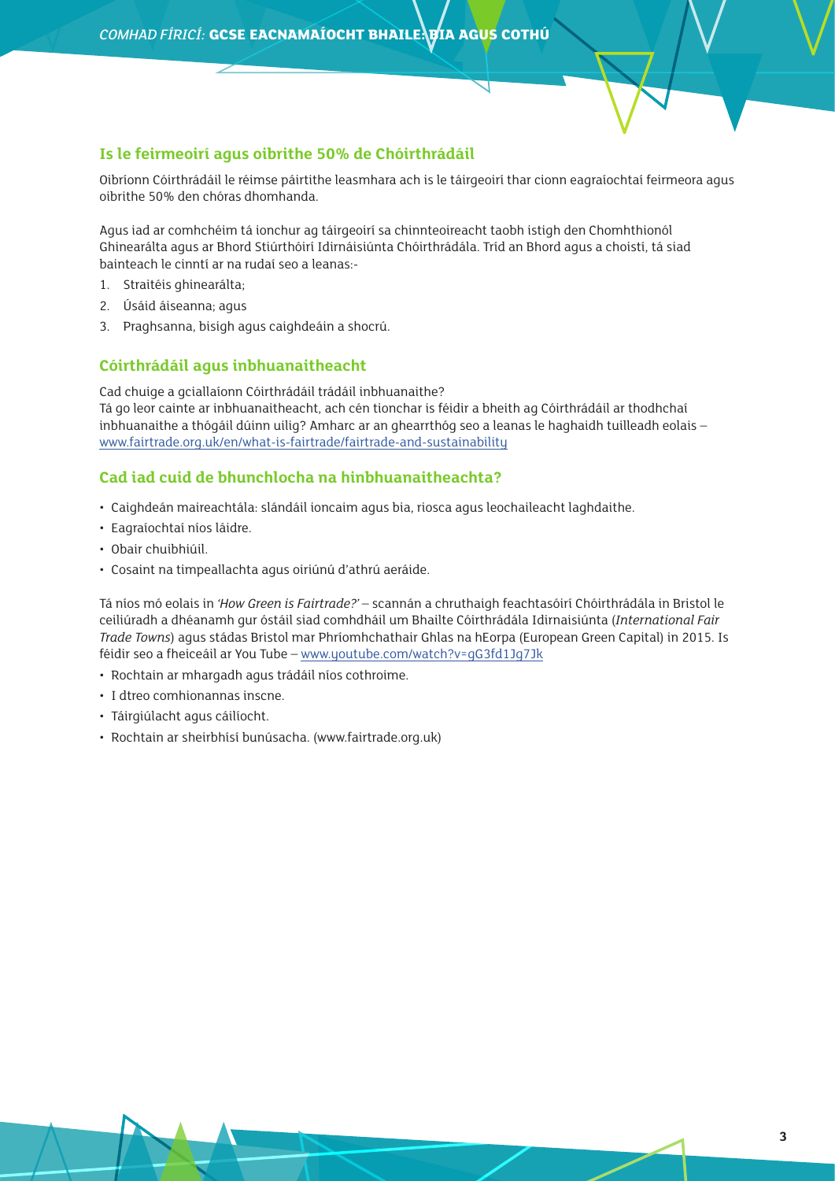## Is le feirmeoirí agus oibrithe 50% de Chóirthrádáil

Oibríonn Cóirthrádáil le réimse páirtithe leasmhara ach is le táirgeoirí thar cionn eagraíochtaí feirmeora agus oibrithe 50% den chóras dhomhanda.

Agus iad ar comhchéim tá ionchur ag táirgeoirí sa chinnteoireacht taobh istigh den Chomhthionól Ghinearálta agus ar Bhord Stiúrthóirí Idirnáisiúnta Chóirthrádála. Tríd an Bhord agus a choistí, tá siad bainteach le cinntí ar na rudaí seo a leanas:-

1. Straitéis ghinearálta;
2. Úsáid áiseanna; agus
3. Praghsanna, bisigh agus caighdeáin a shocrú.

## Cóirthrádáil agus inbhuanaitheacht

Cad chuige a gciallaíonn Cóirthrádáil trádáil inbhuanaithe?
Tá go leor cainte ar inbhuanaitheacht, ach cén tionchar is féidir a bheith ag Cóirthrádáil ar thodhchaí inbhuanaithe a thógáil dúinn uilig? Amharc ar an ghearrthóg seo a leanas le haghaidh tuilleadh eolais – www.fairtrade.org.uk/en/what-is-fairtrade/fairtrade-and-sustainability

## Cad iad cuid de bhunchlocha na hinbhuanaitheachta?

- Caighdeán maireachtála: slándáil ioncaim agus bia, riosca agus leochaileacht laghdaithe.
- Eagraíochtaí níos láidre.
- Obair chuibhiúil.
- Cosaint na timpeallachta agus oiriúnú d'athrú aeráide.

Tá níos mó eolais in *'How Green is Fairtrade?'* – scannán a chruthaigh feachtasóirí Chóirthrádála in Bristol le ceiliúradh a dhéanamh gur óstáil siad comhdháil um Bhailte Cóirthrádála Idirnaisiúnta (*International Fair Trade Towns*) agus stádas Bristol mar Phríomhchathair Ghlas na hEorpa (European Green Capital) in 2015. Is féidir seo a fheiceáil ar You Tube – www.youtube.com/watch?v=gG3fd1Jg7Jk

- Rochtain ar mhargadh agus trádáil níos cothroime.
- I dtreo comhionannas inscne.
- Táirgiúlacht agus cáilíocht.
- Rochtain ar sheirbhísí bunúsacha. (www.fairtrade.org.uk)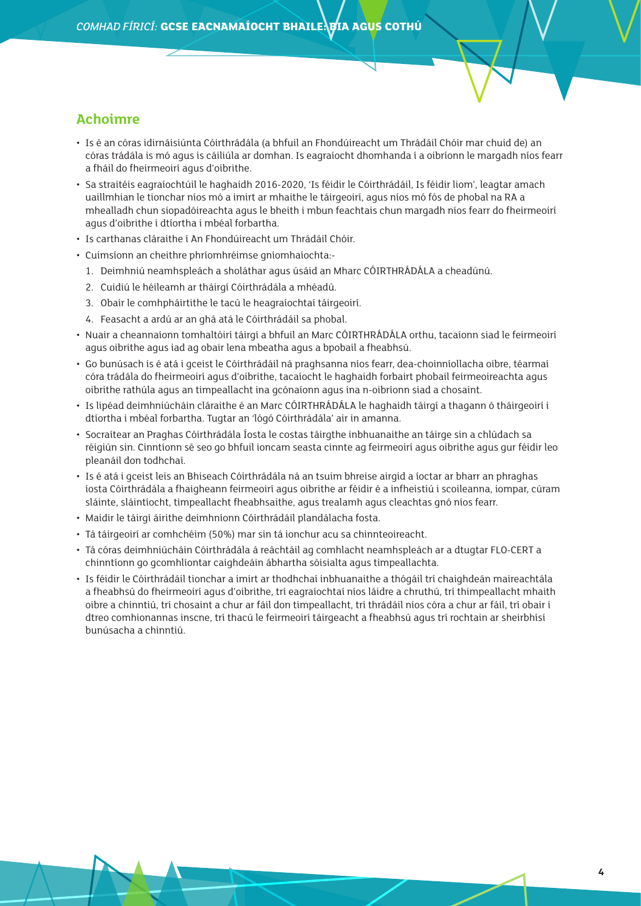## Achoimre

- Is é an córas idirnáisiúnta Cóirthrádála (a bhfuil an Fhondúireacht um Thrádáil Chóir mar chuid de) an córas trádála is mó agus is cáiliúla ar domhan. Is eagraíocht dhomhanda í a oibríonn le margadh níos fearr a fháil do fheirmeoirí agus d'oibrithe.
- Sa straitéis eagraíochtúil le haghaidh 2016-2020, 'Is féidir le Cóirthrádáil, Is féidir liom', leagtar amach uaillmhian le tionchar níos mó a imirt ar mhaithe le táirgeoirí, agus níos mó fós de phobal na RA a mhealladh chun siopadóireachta agus le bheith i mbun feachtais chun margadh níos fearr do fheirmeoirí agus d'oibrithe i dtíortha i mbéal forbartha.
- Is carthanas cláraithe í An Fhondúireacht um Thrádáil Chóir.
- Cuimsíonn an cheithre phríomhréimse gníomhaíochta:-
  1. Deimhniú neamhspleách a sholáthar agus úsáid an Mharc CÓIRTHRÁDÁLA a cheadúnú.
  2. Cuidiú le héileamh ar tháirgí Cóirthrádála a mhéadú.
  3. Obair le comhpháirtithe le tacú le heagraíochtaí táirgeoirí.
  4. Feasacht a ardú ar an ghá atá le Cóirthrádáil sa phobal.
- Nuair a cheannaíonn tomhaltóirí táirgí a bhfuil an Marc CÓIRTHRÁDÁLA orthu, tacaíonn siad le feirmeoirí agus oibrithe agus iad ag obair lena mbeatha agus a bpobail a fheabhsú.
- Go bunúsach is é atá i gceist le Cóirthrádáil ná praghsanna níos fearr, dea-choinníollacha oibre, téarmaí córa trádála do fheirmeoirí agus d'oibrithe, tacaíocht le haghaidh forbairt phobail feirmeoireachta agus oibrithe rathúla agus an timpeallacht ina gcónaíonn agus ina n-oibríonn siad a chosaint.
- Is lipéad deimhniúcháin cláraithe é an Marc CÓIRTHRÁDÁLA le haghaidh táirgí a thagann ó tháirgeoirí i dtíortha i mbéal forbartha. Tugtar an 'lógó Cóirthrádála' air in amanna.
- Socraítear an Praghas Cóirthrádála Íosta le costas táirgthe inbhuanaithe an táirge sin a chlúdach sa réigiún sin. Cinntíonn sé seo go bhfuil ioncam seasta cinnte ag feirmeoirí agus oibrithe agus gur féidir leo pleanáil don todhchaí.
- Is é atá i gceist leis an Bhiseach Cóirthrádála ná an tsuim bhreise airgid a íoctar ar bharr an phraghas íosta Cóirthrádála a fhaigheann feirmeoirí agus oibrithe ar féidir é a infheistiú i scoileanna, iompar, cúram sláinte, sláintíocht, timpeallacht fheabhsaithe, agus trealamh agus cleachtas gnó níos fearr.
- Maidir le táirgí áirithe deimhníonn Cóirthrádáil plandálacha fosta.
- Tá táirgeoirí ar comhchéim (50%) mar sin tá ionchur acu sa chinnteoireacht.
- Tá córas deimhniúcháin Cóirthrádála á reáchtáil ag comhlacht neamhspleách ar a dtugtar FLO-CERT a chinntíonn go gcomhlíontar caighdeáin ábhartha sóisialta agus timpeallachta.
- Is féidir le Cóirthrádáil tionchar a imirt ar thodhchaí inbhuanaithe a thógáil trí chaighdeán maireachtála a fheabhsú do fheirmeoirí agus d'oibrithe, trí eagraíochtaí níos láidre a chruthú, trí thimpeallacht mhaith oibre a chinntiú, trí chosaint a chur ar fáil don timpeallacht, trí thrádáil níos córa a chur ar fáil, trí obair i dtreo comhionannas inscne, trí thacú le feirmeoirí táirgeacht a fheabhsú agus trí rochtain ar sheirbhísí bunúsacha a chinntiú.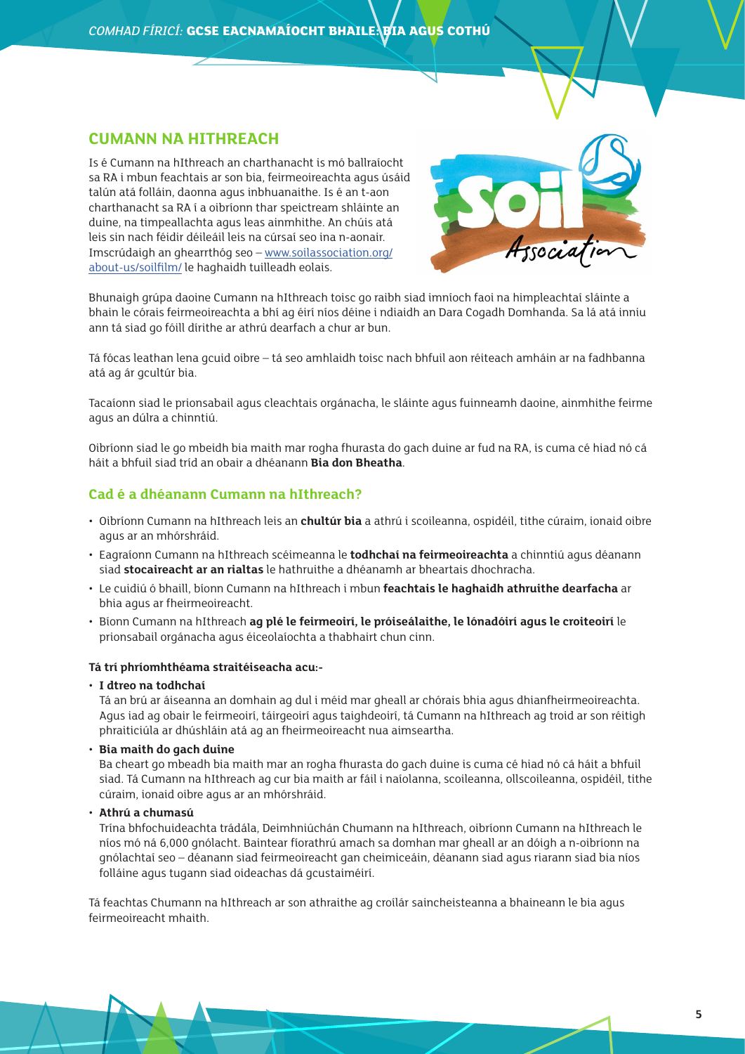## CUMANN NA HITHREACH

Is é Cumann na hIthreach an charthanacht is mó ballraíocht sa RA i mbun feachtais ar son bia, feirmeoireachta agus úsáid talún atá folláin, daonna agus inbhuanaithe. Is é an t-aon charthanacht sa RA í a oibríonn thar speictream shláinte an duine, na timpeallachta agus leas ainmhithe. An chúis atá leis sin nach féidir déileáil leis na cúrsaí seo ina n-aonair. Imscrúdaigh an ghearrthóg seo – www.soilassociation.org/about-us/soilfilm/ le haghaidh tuilleadh eolais.

Bhunaigh grúpa daoine Cumann na hIthreach toisc go raibh siad imníoch faoi na himpleachtaí sláinte a bhain le córais feirmeoireachta a bhí ag éirí níos déine i ndiaidh an Dara Cogadh Domhanda. Sa lá atá inniu ann tá siad go fóill dírithe ar athrú dearfach a chur ar bun.

Tá fócas leathan lena gcuid oibre – tá seo amhlaidh toisc nach bhfuil aon réiteach amháin ar na fadhbanna atá ag ár gcultúr bia.

Tacaíonn siad le prionsabail agus cleachtais orgánacha, le sláinte agus fuinneamh daoine, ainmhithe feirme agus an dúlra a chinntiú.

Oibríonn siad le go mbeidh bia maith mar rogha fhurasta do gach duine ar fud na RA, is cuma cé hiad nó cá háit a bhfuil siad tríd an obair a dhéanann **Bia don Bheatha**.

### Cad é a dhéanann Cumann na hIthreach?

- Oibríonn Cumann na hIthreach leis an **chultúr bia** a athrú i scoileanna, ospidéil, tithe cúraim, ionaid oibre agus ar an mhórshráid.
- Eagraíonn Cumann na hIthreach scéimeanna le **todhchaí na feirmeoireachta** a chinntiú agus déanann siad **stocaireacht ar an rialtas** le hathruithe a dhéanamh ar bheartais dhochracha.
- Le cuidiú ó bhaill, bíonn Cumann na hIthreach i mbun **feachtais le haghaidh athruithe dearfacha** ar bhia agus ar fheirmeoireacht.
- Bíonn Cumann na hIthreach **ag plé le feirmeoirí, le próiseálaithe, le lónadóirí agus le croiteoirí** le prionsabail orgánacha agus éiceolaíochta a thabhairt chun cinn.

**Tá trí phríomhthéama straitéiseacha acu:-**

- **I dtreo na todhchaí**
  Tá an brú ar áiseanna an domhain ag dul i méid mar gheall ar chórais bhia agus dhianfheirmeoireachta. Agus iad ag obair le feirmeoirí, táirgeoirí agus taighdeoirí, tá Cumann na hIthreach ag troid ar son réitigh phraiticiúla ar dhúshláin atá ag an fheirmeoireacht nua aimseartha.
- **Bia maith do gach duine**
  Ba cheart go mbeadh bia maith mar an rogha fhurasta do gach duine is cuma cé hiad nó cá háit a bhfuil siad. Tá Cumann na hIthreach ag cur bia maith ar fáil i naíolanna, scoileanna, ollscoileanna, ospidéil, tithe cúraim, ionaid oibre agus ar an mhórshráid.
- **Athrú a chumasú**
  Trína bhfochuideachta trádála, Deimhniúchán Chumann na hIthreach, oibríonn Cumann na hIthreach le níos mó ná 6,000 gnólacht. Baintear fíorathrú amach sa domhan mar gheall ar an dóigh a n-oibríonn na gnólachtaí seo – déanann siad feirmeoireacht gan cheimiceáin, déanann siad agus riarann siad bia níos folláine agus tugann siad oideachas dá gcustaiméirí.

Tá feachtas Chumann na hIthreach ar son athraithe ag croílár saincheisteanna a bhaineann le bia agus feirmeoireacht mhaith.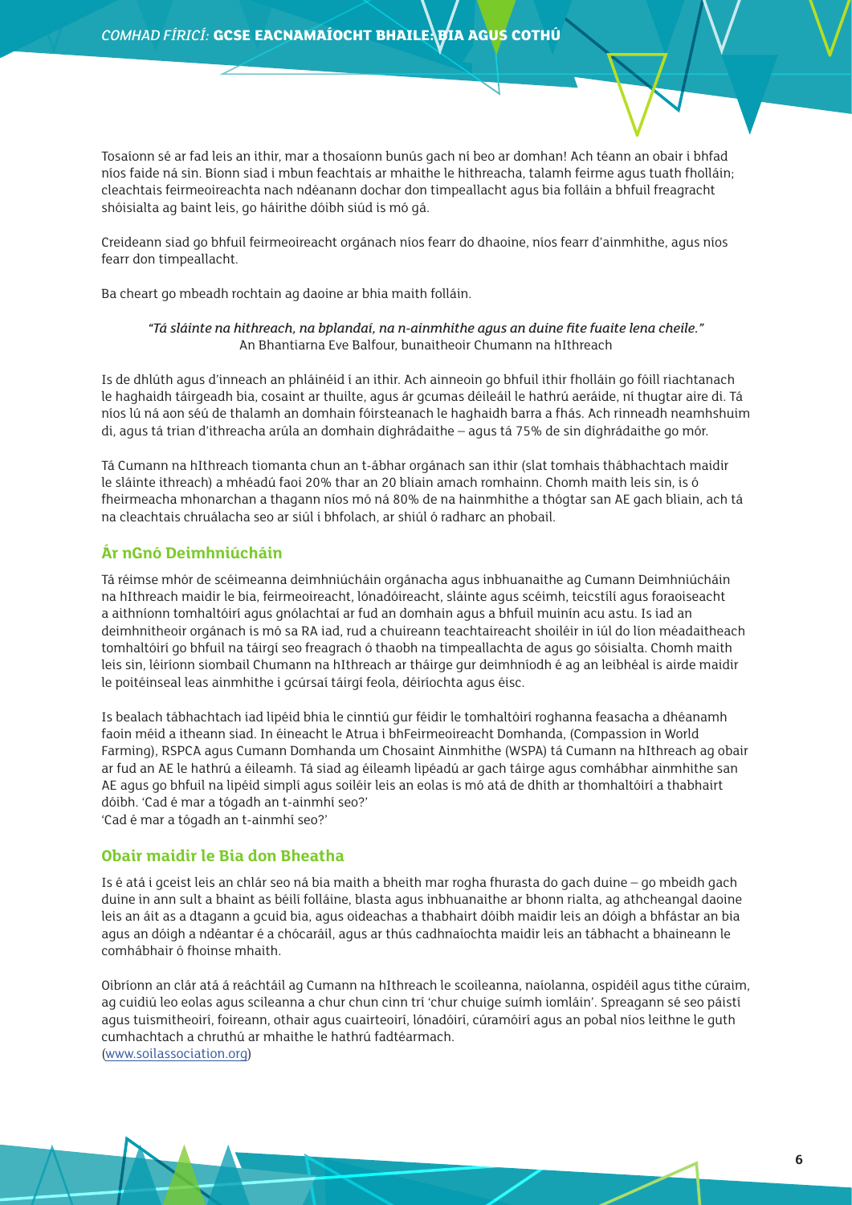Tosaíonn sé ar fad leis an ithir, mar a thosaíonn bunús gach ní beo ar domhan! Ach téann an obair i bhfad níos faide ná sin. Bíonn siad i mbun feachtais ar mhaithe le hithreacha, talamh feirme agus tuath fholláin; cleachtais feirmeoireachta nach ndéanann dochar don timpeallacht agus bia folláin a bhfuil freagracht shóisialta ag baint leis, go háirithe dóibh siúd is mó gá.

Creideann siad go bhfuil feirmeoireacht orgánach níos fearr do dhaoine, níos fearr d'ainmhithe, agus níos fearr don timpeallacht.

Ba cheart go mbeadh rochtain ag daoine ar bhia maith folláin.

> *"Tá sláinte na hithreach, na bplandaí, na n-ainmhithe agus an duine fite fuaite lena cheile."*
> An Bhantiarna Eve Balfour, bunaitheoir Chumann na hIthreach

Is de dhlúth agus d'inneach an phláinéid í an ithir. Ach ainneoin go bhfuil ithir fholláin go fóill riachtanach le haghaidh táirgeadh bia, cosaint ar thuilte, agus ár gcumas déileáil le hathrú aeráide, ní thugtar aire di. Tá níos lú ná aon séú de thalamh an domhain fóirsteanach le haghaidh barra a fhás. Ach rinneadh neamhshuim di, agus tá trian d'ithreacha arúla an domhain díghrádaithe – agus tá 75% de sin díghrádaithe go mór.

Tá Cumann na hIthreach tiomanta chun an t-ábhar orgánach san ithir (slat tomhais thábhachtach maidir le sláinte ithreach) a mhéadú faoi 20% thar an 20 bliain amach romhainn. Chomh maith leis sin, is ó fheirmeacha mhonarchan a thagann níos mó ná 80% de na hainmhithe a thógtar san AE gach bliain, ach tá na cleachtais chruálacha seo ar siúl i bhfolach, ar shiúl ó radharc an phobail.

## Ár nGnó Deimhniúcháin

Tá réimse mhór de scéimeanna deimhniúcháin orgánacha agus inbhuanaithe ag Cumann Deimhniúcháin na hIthreach maidir le bia, feirmeoireacht, lónadóireacht, sláinte agus scéimh, teicstílí agus foraoiseacht a aithníonn tomhaltóirí agus gnólachtaí ar fud an domhain agus a bhfuil muinín acu astu. Is iad an deimhnitheoir orgánach is mó sa RA iad, rud a chuireann teachtaireacht shoiléir in iúl do líon méadaitheach tomhaltóirí go bhfuil na táirgí seo freagrach ó thaobh na timpeallachta de agus go sóisialta. Chomh maith leis sin, léiríonn siombail Chumann na hIthreach ar tháirge gur deimhníodh é ag an leibhéal is airde maidir le poitéinseal leas ainmhithe i gcúrsaí táirgí feola, déiríochta agus éisc.

Is bealach tábhachtach iad lipéid bhia le cinntiú gur féidir le tomhaltóirí roghanna feasacha a dhéanamh faoin méid a itheann siad. In éineacht le Atrua i bhFeirmeoireacht Domhanda, (Compassion in World Farming), RSPCA agus Cumann Domhanda um Chosaint Ainmhithe (WSPA) tá Cumann na hIthreach ag obair ar fud an AE le hathrú a éileamh. Tá siad ag éileamh lipéadú ar gach táirge agus comhábhar ainmhithe san AE agus go bhfuil na lipéid simplí agus soiléir leis an eolas is mó atá de dhíth ar thomhaltóirí a thabhairt dóibh. 'Cad é mar a tógadh an t-ainmhí seo?'
'Cad é mar a tógadh an t-ainmhí seo?'

## Obair maidir le Bia don Bheatha

Is é atá i gceist leis an chlár seo ná bia maith a bheith mar rogha fhurasta do gach duine – go mbeidh gach duine in ann sult a bhaint as béilí folláine, blasta agus inbhuanaithe ar bhonn rialta, ag athcheangal daoine leis an áit as a dtagann a gcuid bia, agus oideachas a thabhairt dóibh maidir leis an dóigh a bhfástar an bia agus an dóigh a ndéantar é a chócaráil, agus ar thús cadhnaíochta maidir leis an tábhacht a bhaineann le comhábhair ó fhoinse mhaith.

Oibríonn an clár atá á reáchtáil ag Cumann na hIthreach le scoileanna, naíolanna, ospidéil agus tithe cúraim, ag cuidiú leo eolas agus scileanna a chur chun cinn trí 'chur chuige suímh iomláin'. Spreagann sé seo páistí agus tuismitheoirí, foireann, othair agus cuairteoirí, lónadóirí, cúramóirí agus an pobal níos leithne le guth cumhachtach a chruthú ar mhaithe le hathrú fadtéarmach.
(www.soilassociation.org)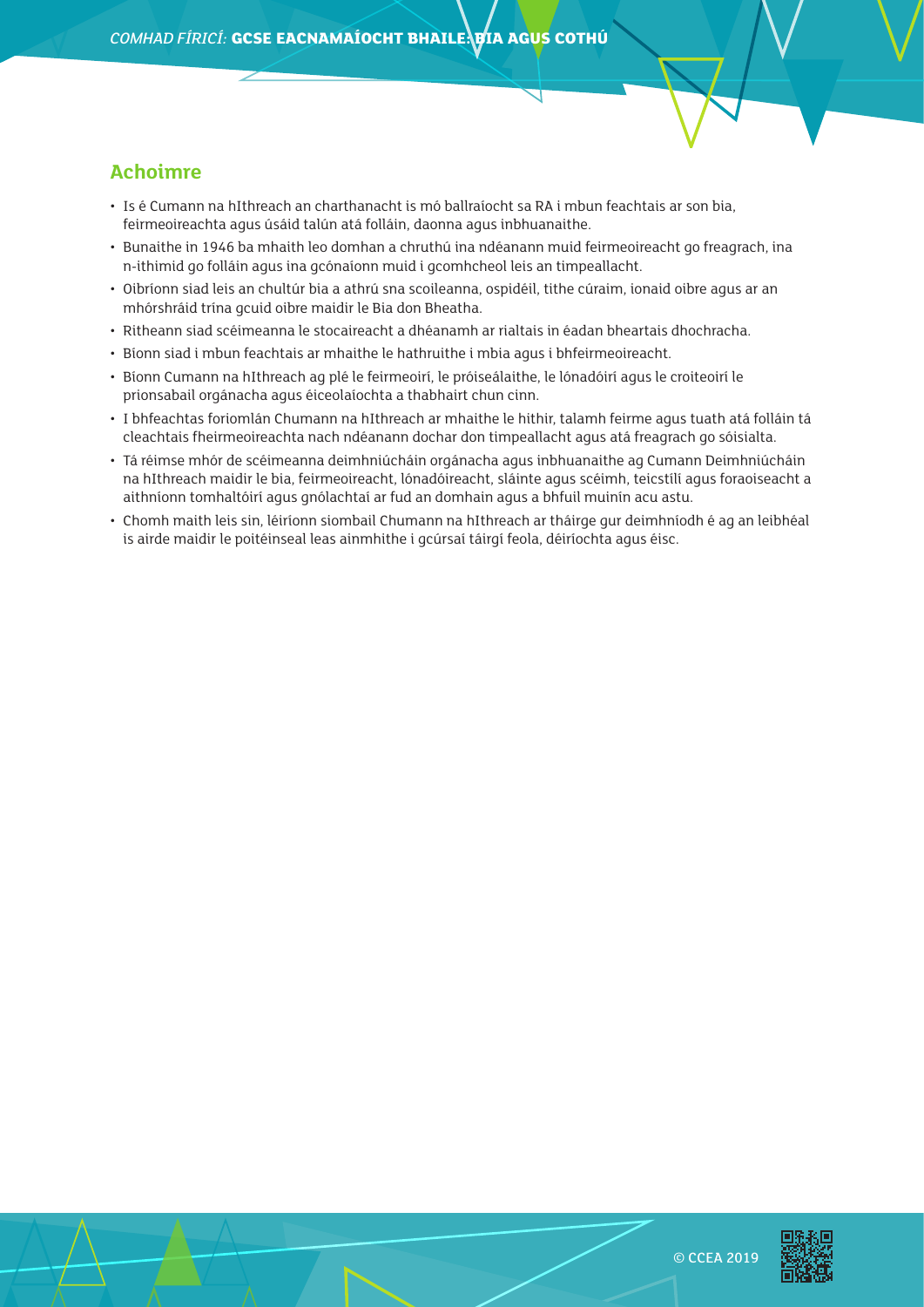## Achoimre

- Is é Cumann na hIthreach an charthanacht is mó ballraíocht sa RA i mbun feachtais ar son bia, feirmeoireachta agus úsáid talún atá folláin, daonna agus inbhuanaithe.
- Bunaithe in 1946 ba mhaith leo domhan a chruthú ina ndéanann muid feirmeoireacht go freagrach, ina n-ithimid go folláin agus ina gcónaíonn muid i gcomhcheol leis an timpeallacht.
- Oibríonn siad leis an chultúr bia a athrú sna scoileanna, ospidéil, tithe cúraim, ionaid oibre agus ar an mhórshráid trína gcuid oibre maidir le Bia don Bheatha.
- Ritheann siad scéimeanna le stocaireacht a dhéanamh ar rialtais in éadan bheartais dhochracha.
- Bíonn siad i mbun feachtais ar mhaithe le hathruithe i mbia agus i bhfeirmeoireacht.
- Bíonn Cumann na hIthreach ag plé le feirmeoirí, le próiseálaithe, le lónadóirí agus le croiteoirí le prionsabail orgánacha agus éiceolaíochta a thabhairt chun cinn.
- I bhfeachtas foriomlán Chumann na hIthreach ar mhaithe le hithir, talamh feirme agus tuath atá folláin tá cleachtais fheirmeoireachta nach ndéanann dochar don timpeallacht agus atá freagrach go sóisialta.
- Tá réimse mhór de scéimeanna deimhniúcháin orgánacha agus inbhuanaithe ag Cumann Deimhniúcháin na hIthreach maidir le bia, feirmeoireacht, lónadóireacht, sláinte agus scéimh, teicstílí agus foraoiseacht a aithníonn tomhaltóirí agus gnólachtaí ar fud an domhain agus a bhfuil muinín acu astu.
- Chomh maith leis sin, léiríonn siombail Chumann na hIthreach ar tháirge gur deimhníodh é ag an leibhéal is airde maidir le poitéinseal leas ainmhithe i gcúrsaí táirgí feola, déiríochta agus éisc.